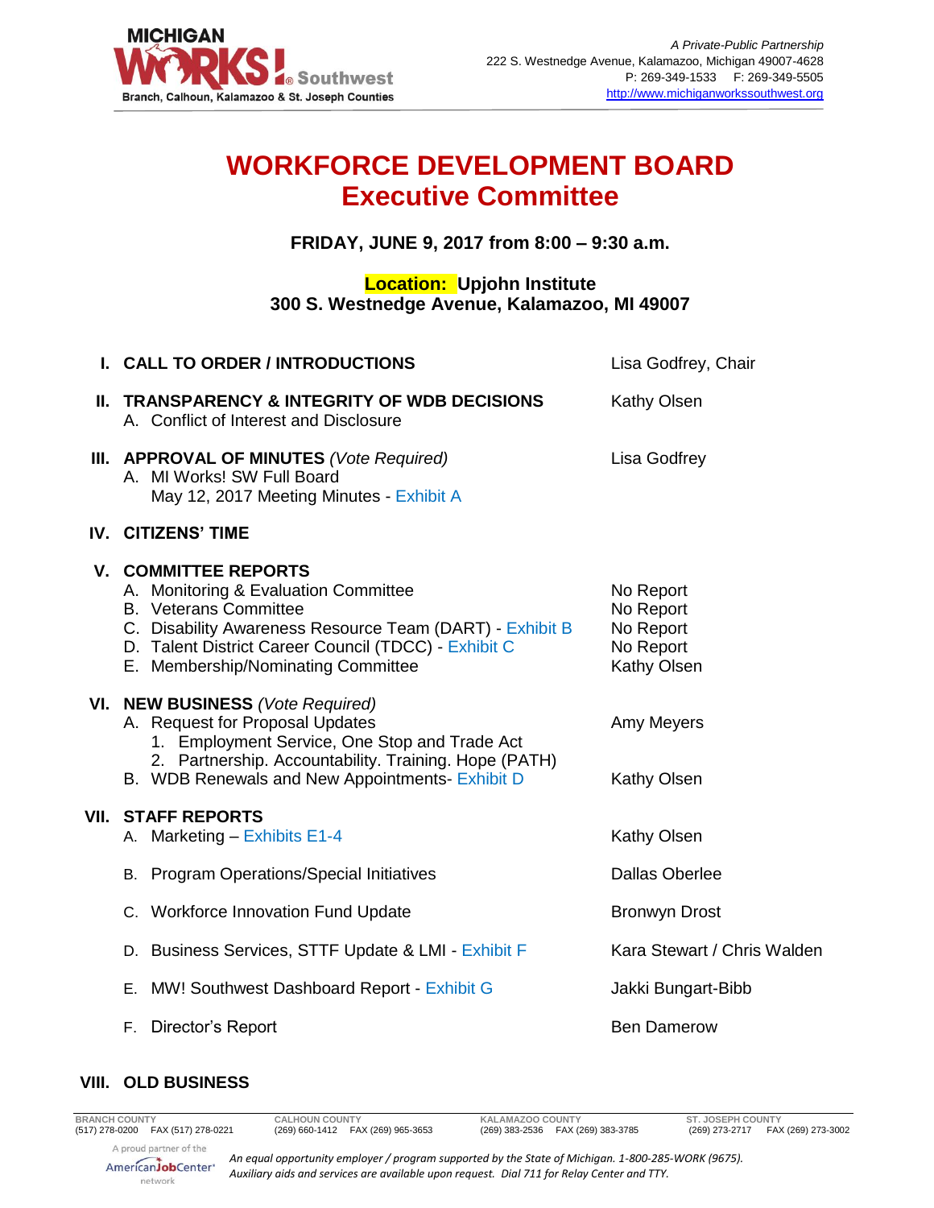MICHIGAN WORKS! Southwest
Branch, Calhoun, Kalamazoo & St. Joseph Counties

*A Private-Public Partnership*
222 S. Westnedge Avenue, Kalamazoo, Michigan 49007-4628
P: 269-349-1533 F: 269-349-5505
http://www.michiganworkssouthwest.org

# WORKFORCE DEVELOPMENT BOARD
# Executive Committee

**FRIDAY, JUNE 9, 2017 from 8:00 – 9:30 a.m.**

**Location: Upjohn Institute**
**300 S. Westnedge Avenue, Kalamazoo, MI 49007**

| | |
|---|---|
| **I. CALL TO ORDER / INTRODUCTIONS** | Lisa Godfrey, Chair |
| **II. TRANSPARENCY & INTEGRITY OF WDB DECISIONS** | Kathy Olsen |
| A. Conflict of Interest and Disclosure | |
| **III. APPROVAL OF MINUTES** *(Vote Required)* | Lisa Godfrey |
| A. MI Works! SW Full Board May 12, 2017 Meeting Minutes - Exhibit A | |
| **IV. CITIZENS' TIME** | |
| **V. COMMITTEE REPORTS** | |
| A. Monitoring & Evaluation Committee | No Report |
| B. Veterans Committee | No Report |
| C. Disability Awareness Resource Team (DART) - Exhibit B | No Report |
| D. Talent District Career Council (TDCC) - Exhibit C | No Report |
| E. Membership/Nominating Committee | Kathy Olsen |
| **VI. NEW BUSINESS** *(Vote Required)* | |
| A. Request for Proposal Updates | Amy Meyers |
| 1. Employment Service, One Stop and Trade Act | |
| 2. Partnership. Accountability. Training. Hope (PATH) | |
| B. WDB Renewals and New Appointments- Exhibit D | Kathy Olsen |
| **VII. STAFF REPORTS** | |
| A. Marketing – Exhibits E1-4 | Kathy Olsen |
| B. Program Operations/Special Initiatives | Dallas Oberlee |
| C. Workforce Innovation Fund Update | Bronwyn Drost |
| D. Business Services, STTF Update & LMI - Exhibit F | Kara Stewart / Chris Walden |
| E. MW! Southwest Dashboard Report - Exhibit G | Jakki Bungart-Bibb |
| F. Director's Report | Ben Damerow |
| **VIII. OLD BUSINESS** | |

BRANCH COUNTY (517) 278-0200 FAX (517) 278-0221 | CALHOUN COUNTY (269) 660-1412 FAX (269) 965-3653 | KALAMAZOO COUNTY (269) 383-2536 FAX (269) 383-3785 | ST. JOSEPH COUNTY (269) 273-2717 FAX (269) 273-3002

A proud partner of the AmericanJobCenter network

*An equal opportunity employer / program supported by the State of Michigan. 1-800-285-WORK (9675). Auxiliary aids and services are available upon request. Dial 711 for Relay Center and TTY.*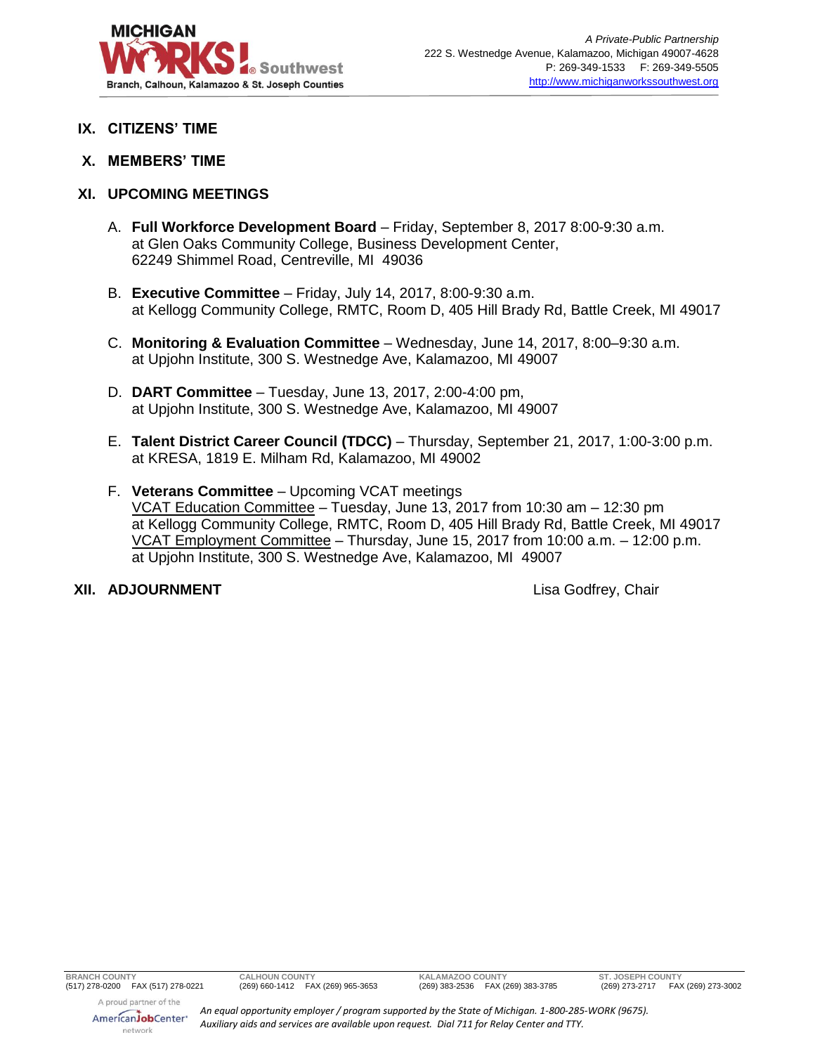## IX. CITIZENS' TIME

## X. MEMBERS' TIME

## XI. UPCOMING MEETINGS

A. **Full Workforce Development Board** – Friday, September 8, 2017 8:00-9:30 a.m. at Glen Oaks Community College, Business Development Center, 62249 Shimmel Road, Centreville, MI 49036

B. **Executive Committee** – Friday, July 14, 2017, 8:00-9:30 a.m. at Kellogg Community College, RMTC, Room D, 405 Hill Brady Rd, Battle Creek, MI 49017

C. **Monitoring & Evaluation Committee** – Wednesday, June 14, 2017, 8:00–9:30 a.m. at Upjohn Institute, 300 S. Westnedge Ave, Kalamazoo, MI 49007

D. **DART Committee** – Tuesday, June 13, 2017, 2:00-4:00 pm, at Upjohn Institute, 300 S. Westnedge Ave, Kalamazoo, MI 49007

E. **Talent District Career Council (TDCC)** – Thursday, September 21, 2017, 1:00-3:00 p.m. at KRESA, 1819 E. Milham Rd, Kalamazoo, MI 49002

F. **Veterans Committee** – Upcoming VCAT meetings
VCAT Education Committee – Tuesday, June 13, 2017 from 10:30 am – 12:30 pm at Kellogg Community College, RMTC, Room D, 405 Hill Brady Rd, Battle Creek, MI 49017
VCAT Employment Committee – Thursday, June 15, 2017 from 10:00 a.m. – 12:00 p.m. at Upjohn Institute, 300 S. Westnedge Ave, Kalamazoo, MI 49007

## XII. ADJOURNMENT

Lisa Godfrey, Chair